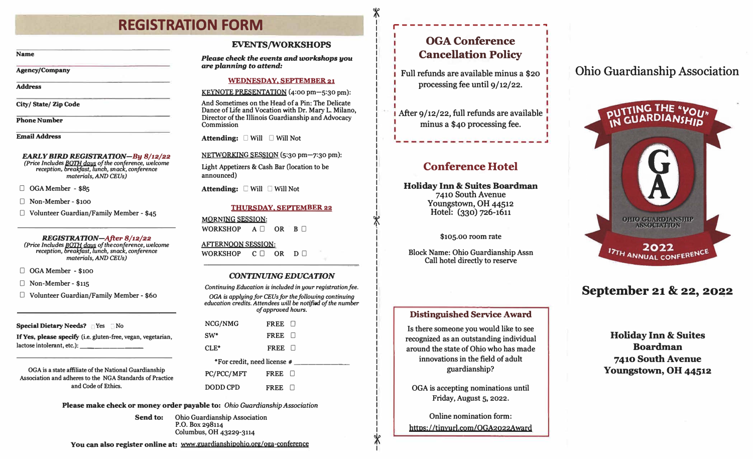# REGISTRATION FORM

Name

Agency/Company

Address

City/ State/ Zip Code

Phone Number

Email Address

***EARLY BIRD REGISTRATION—By 8/12/22***

*(Price Includes BOTH days of the conference, welcome reception, breakfast, lunch, snack, conference materials, AND CEUs)*

- ☐ OGA Member - $85
- ☐ Non-Member - $100
- ☐ Volunteer Guardian/Family Member - $45

***REGISTRATION—After 8/12/22***

*(Price Includes BOTH days of the conference, welcome reception, breakfast, lunch, snack, conference materials, AND CEUs)*

- ☐ OGA Member - $100
- ☐ Non-Member - $115
- ☐ Volunteer Guardian/Family Member - $60

**Special Dietary Needs?** ☐ Yes ☐ No

**If Yes, please specify** (i.e. gluten-free, vegan, vegetarian, lactose intolerant, etc.): ____________________

OGA is a state affiliate of the National Guardianship Association and adheres to the NGA Standards of Practice and Code of Ethics.

## EVENTS/WORKSHOPS

***Please check the events and workshops you are planning to attend:***

### WEDNESDAY, SEPTEMBER 21

KEYNOTE PRESENTATION (4:00 pm—5:30 pm):

And Sometimes on the Head of a Pin: The Delicate Dance of Life and Vocation with Dr. Mary L. Milano, Director of the Illinois Guardianship and Advocacy Commission

**Attending:** ☐ Will ☐ Will Not

NETWORKING SESSION (5:30 pm—7:30 pm):

Light Appetizers & Cash Bar (location to be announced)

**Attending:** ☐ Will ☐ Will Not

### THURSDAY, SEPTEMBER 22

MORNING SESSION:

WORKSHOP A ☐ OR B ☐

AFTERNOON SESSION:

WORKSHOP C ☐ OR D ☐

## *CONTINUING EDUCATION*

*Continuing Education is included in your registration fee.*

*OGA is applying for CEUs for the following continuing education credits. Attendees will be notified of the number of approved hours.*

| | |
|---|---|
| NCG/NMG | FREE ☐ |
| SW* | FREE ☐ |
| CLE* | FREE ☐ |
| *For credit, need license # ____________ | |
| PC/PCC/MFT | FREE ☐ |
| DODD CPD | FREE ☐ |

**Please make check or money order payable to:** *Ohio Guardianship Association*

**Send to:** Ohio Guardianship Association
P.O. Box 298114
Columbus, OH 43229-3114

**You can also register online at:** www.guardianshipohio.org/oga-conference

## OGA Conference Cancellation Policy

Full refunds are available minus a $20 processing fee until 9/12/22.

After 9/12/22, full refunds are available minus a $40 processing fee.

## Conference Hotel

**Holiday Inn & Suites Boardman**
7410 South Avenue
Youngstown, OH 44512
Hotel: (330) 726-1611

$105.00 room rate

Block Name: Ohio Guardianship Assn
Call hotel directly to reserve

## Distinguished Service Award

Is there someone you would like to see recognized as an outstanding individual around the state of Ohio who has made innovations in the field of adult guardianship?

OGA is accepting nominations until Friday, August 5, 2022.

Online nomination form:
https://tinyurl.com/OGA2022Award

# Ohio Guardianship Association

PUTTING THE "YOU" IN GUARDIANSHIP

OGA — OHIO GUARDIANSHIP ASSOCIATION

2022 — 17TH ANNUAL CONFERENCE

## September 21 & 22, 2022

**Holiday Inn & Suites Boardman**
**7410 South Avenue**
**Youngstown, OH 44512**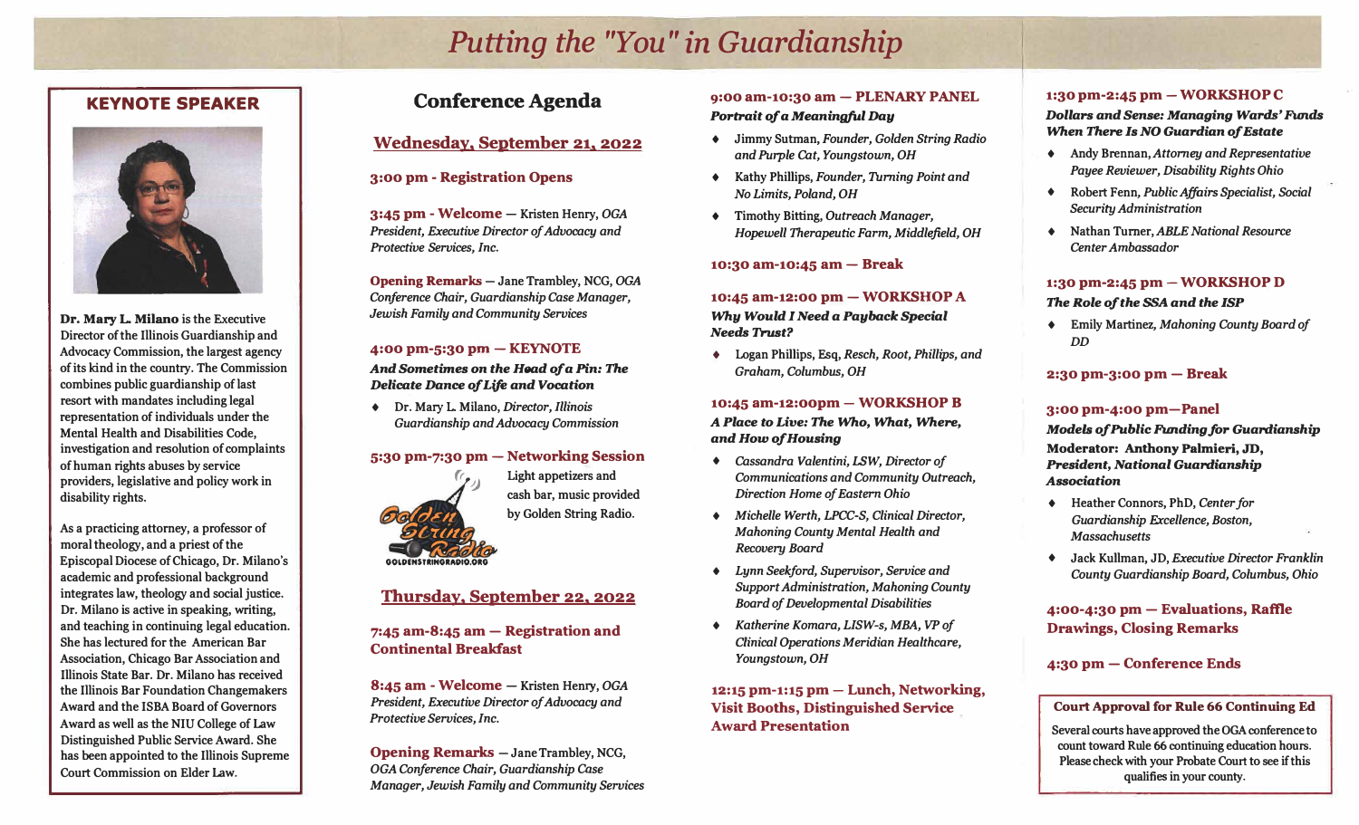# Putting the "You" in Guardianship

## KEYNOTE SPEAKER

**Dr. Mary L. Milano** is the Executive Director of the Illinois Guardianship and Advocacy Commission, the largest agency of its kind in the country. The Commission combines public guardianship of last resort with mandates including legal representation of individuals under the Mental Health and Disabilities Code, investigation and resolution of complaints of human rights abuses by service providers, legislative and policy work in disability rights.

As a practicing attorney, a professor of moral theology, and a priest of the Episcopal Diocese of Chicago, Dr. Milano's academic and professional background integrates law, theology and social justice. Dr. Milano is active in speaking, writing, and teaching in continuing legal education. She has lectured for the American Bar Association, Chicago Bar Association and Illinois State Bar. Dr. Milano has received the Illinois Bar Foundation Changemakers Award and the ISBA Board of Governors Award as well as the NIU College of Law Distinguished Public Service Award. She has been appointed to the Illinois Supreme Court Commission on Elder Law.

## Conference Agenda

### Wednesday, September 21, 2022

**3:00 pm - Registration Opens**

**3:45 pm - Welcome** — Kristen Henry, *OGA President, Executive Director of Advocacy and Protective Services, Inc.*

**Opening Remarks** — Jane Trambley, NCG, *OGA Conference Chair, Guardianship Case Manager, Jewish Family and Community Services*

**4:00 pm-5:30 pm — KEYNOTE**

***And Sometimes on the Head of a Pin: The Delicate Dance of Life and Vocation***

- Dr. Mary L. Milano, *Director, Illinois Guardianship and Advocacy Commission*

**5:30 pm-7:30 pm — Networking Session**

Light appetizers and cash bar, music provided by Golden String Radio.

Golden String Radio
GOLDENSTRINGRADIO.ORG

### Thursday, September 22, 2022

**7:45 am-8:45 am — Registration and Continental Breakfast**

**8:45 am - Welcome** — Kristen Henry, *OGA President, Executive Director of Advocacy and Protective Services, Inc.*

**Opening Remarks** — Jane Trambley, NCG, *OGA Conference Chair, Guardianship Case Manager, Jewish Family and Community Services*

**9:00 am-10:30 am — PLENARY PANEL**

***Portrait of a Meaningful Day***

- Jimmy Sutman, *Founder, Golden String Radio and Purple Cat, Youngstown, OH*
- Kathy Phillips, *Founder, Turning Point and No Limits, Poland, OH*
- Timothy Bitting, *Outreach Manager, Hopewell Therapeutic Farm, Middlefield, OH*

**10:30 am-10:45 am — Break**

**10:45 am-12:00 pm — WORKSHOP A**

***Why Would I Need a Payback Special Needs Trust?***

- Logan Phillips, Esq, *Resch, Root, Phillips, and Graham, Columbus, OH*

**10:45 am-12:00pm — WORKSHOP B**

***A Place to Live: The Who, What, Where, and How of Housing***

- *Cassandra Valentini, LSW, Director of Communications and Community Outreach, Direction Home of Eastern Ohio*
- *Michelle Werth, LPCC-S, Clinical Director, Mahoning County Mental Health and Recovery Board*
- *Lynn Seekford, Supervisor, Service and Support Administration, Mahoning County Board of Developmental Disabilities*
- *Katherine Komara, LISW-s, MBA, VP of Clinical Operations Meridian Healthcare, Youngstown, OH*

**12:15 pm-1:15 pm — Lunch, Networking, Visit Booths, Distinguished Service Award Presentation**

**1:30 pm-2:45 pm — WORKSHOP C**

***Dollars and Sense: Managing Wards' Funds When There Is NO Guardian of Estate***

- Andy Brennan, *Attorney and Representative Payee Reviewer, Disability Rights Ohio*
- Robert Fenn, *Public Affairs Specialist, Social Security Administration*
- Nathan Turner, *ABLE National Resource Center Ambassador*

**1:30 pm-2:45 pm — WORKSHOP D**

***The Role of the SSA and the ISP***

- Emily Martinez, *Mahoning County Board of DD*

**2:30 pm-3:00 pm — Break**

**3:00 pm-4:00 pm—Panel**

***Models of Public Funding for Guardianship***

**Moderator: Anthony Palmieri, JD, *President, National Guardianship Association***

- Heather Connors, PhD, *Center for Guardianship Excellence, Boston, Massachusetts*
- Jack Kullman, JD, *Executive Director Franklin County Guardianship Board, Columbus, Ohio*

**4:00-4:30 pm — Evaluations, Raffle Drawings, Closing Remarks**

**4:30 pm — Conference Ends**

**Court Approval for Rule 66 Continuing Ed**

Several courts have approved the OGA conference to count toward Rule 66 continuing education hours. Please check with your Probate Court to see if this qualifies in your county.